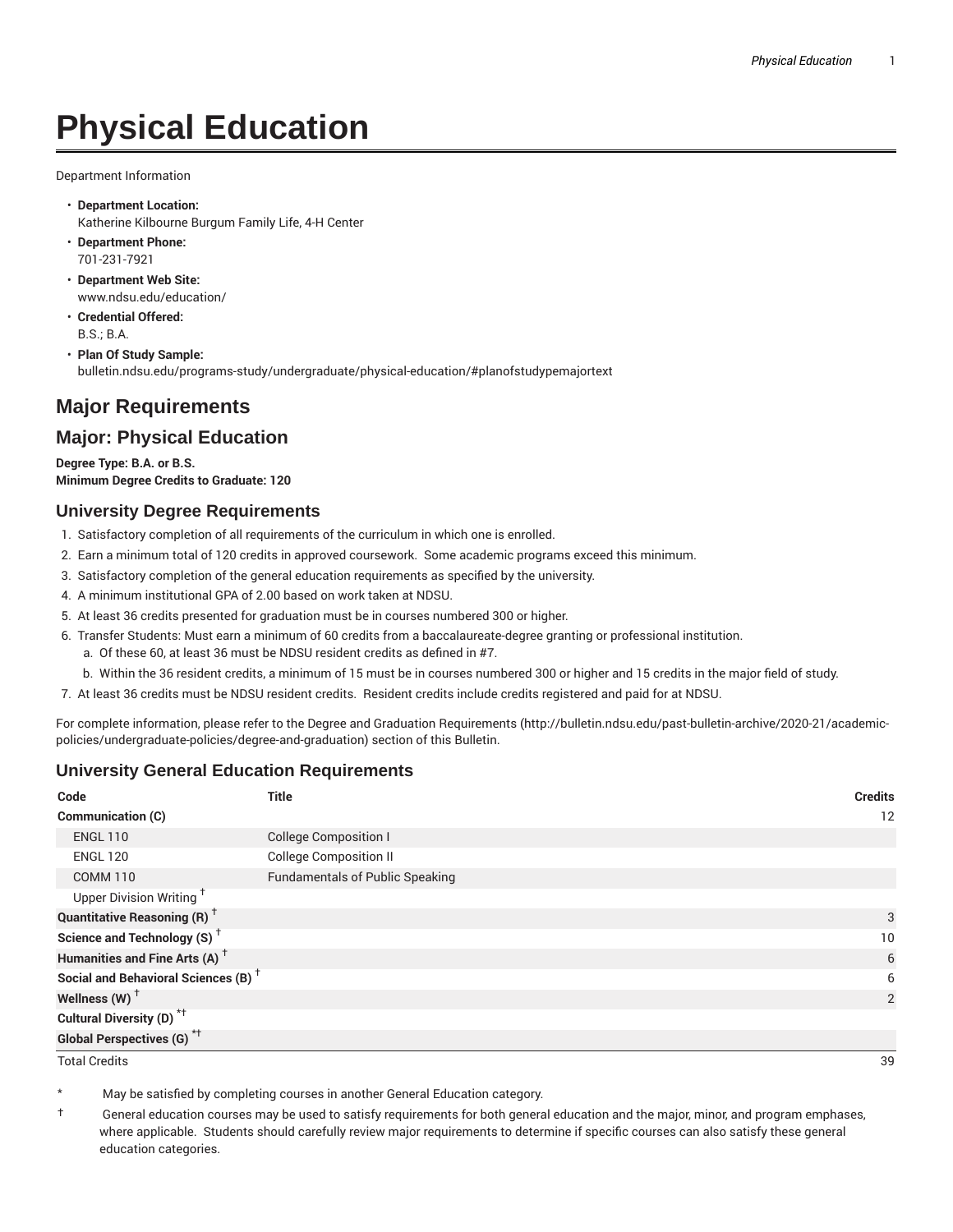# Physical Education

Department Information

- **Department Location:**
  Katherine Kilbourne Burgum Family Life, 4-H Center
- **Department Phone:**
  701-231-7921
- **Department Web Site:**
  www.ndsu.edu/education/
- **Credential Offered:**
  B.S.; B.A.
- **Plan Of Study Sample:**
  bulletin.ndsu.edu/programs-study/undergraduate/physical-education/#planofstudypemajortext

## Major Requirements

## Major: Physical Education

**Degree Type: B.A. or B.S.**
**Minimum Degree Credits to Graduate: 120**

### University Degree Requirements

1. Satisfactory completion of all requirements of the curriculum in which one is enrolled.
2. Earn a minimum total of 120 credits in approved coursework. Some academic programs exceed this minimum.
3. Satisfactory completion of the general education requirements as specified by the university.
4. A minimum institutional GPA of 2.00 based on work taken at NDSU.
5. At least 36 credits presented for graduation must be in courses numbered 300 or higher.
6. Transfer Students: Must earn a minimum of 60 credits from a baccalaureate-degree granting or professional institution.
   a. Of these 60, at least 36 must be NDSU resident credits as defined in #7.
   b. Within the 36 resident credits, a minimum of 15 must be in courses numbered 300 or higher and 15 credits in the major field of study.
7. At least 36 credits must be NDSU resident credits. Resident credits include credits registered and paid for at NDSU.

For complete information, please refer to the Degree and Graduation Requirements (http://bulletin.ndsu.edu/past-bulletin-archive/2020-21/academic-policies/undergraduate-policies/degree-and-graduation) section of this Bulletin.

### University General Education Requirements

| Code | Title | Credits |
|---|---|---|
| **Communication (C)** | | 12 |
| ENGL 110 | College Composition I | |
| ENGL 120 | College Composition II | |
| COMM 110 | Fundamentals of Public Speaking | |
| Upper Division Writing † | | |
| **Quantitative Reasoning (R) †** | | 3 |
| **Science and Technology (S) †** | | 10 |
| **Humanities and Fine Arts (A) †** | | 6 |
| **Social and Behavioral Sciences (B) †** | | 6 |
| **Wellness (W) †** | | 2 |
| **Cultural Diversity (D) *†** | | |
| **Global Perspectives (G) *†** | | |
| Total Credits | | 39 |

\* May be satisfied by completing courses in another General Education category.

† General education courses may be used to satisfy requirements for both general education and the major, minor, and program emphases, where applicable. Students should carefully review major requirements to determine if specific courses can also satisfy these general education categories.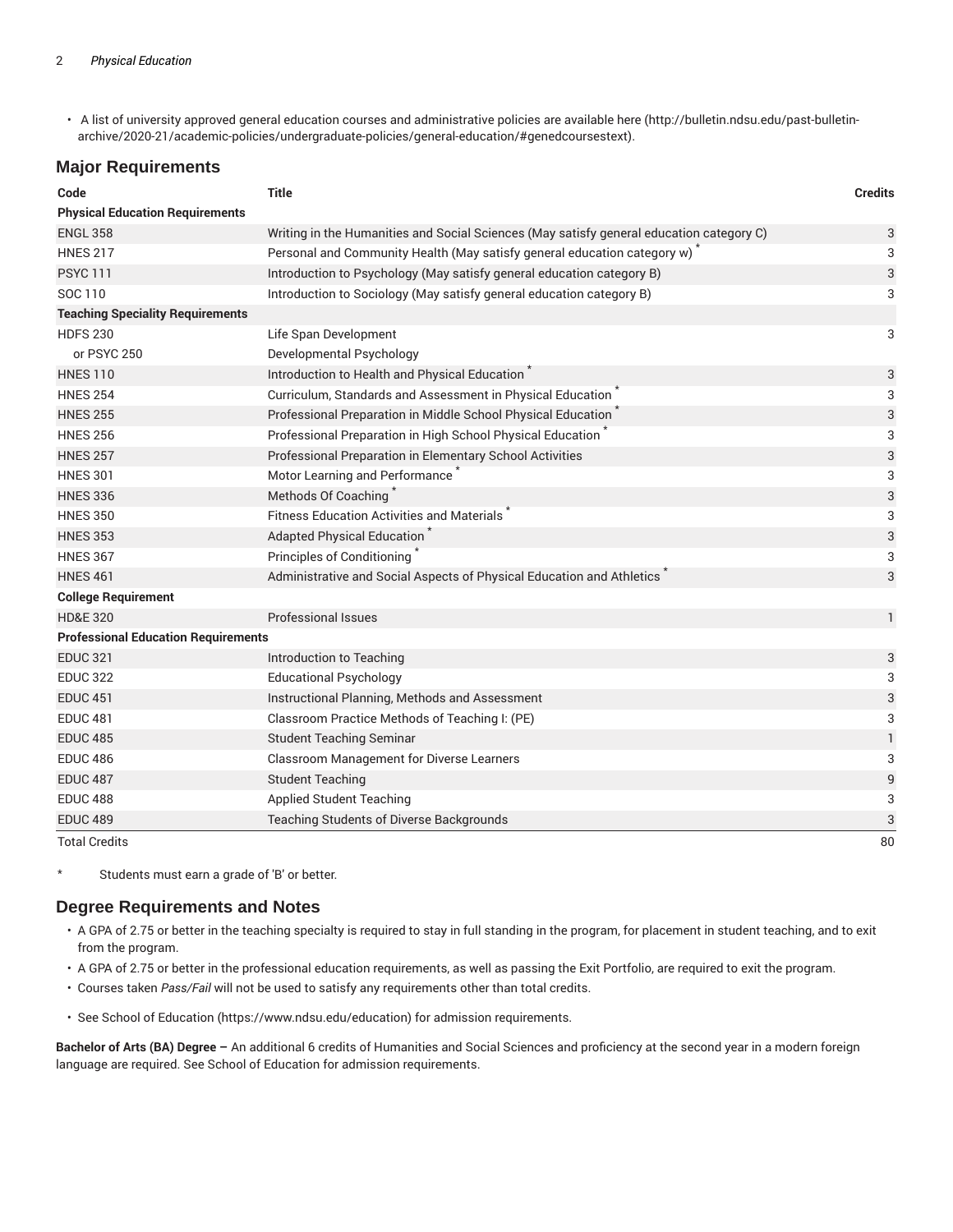- A list of university approved general education courses and administrative policies are available here (http://bulletin.ndsu.edu/past-bulletin-archive/2020-21/academic-policies/undergraduate-policies/general-education/#genedcoursestext).

## Major Requirements

| Code | Title | Credits |
|---|---|---|
| **Physical Education Requirements** | | |
| ENGL 358 | Writing in the Humanities and Social Sciences (May satisfy general education category C) | 3 |
| HNES 217 | Personal and Community Health (May satisfy general education category w) * | 3 |
| PSYC 111 | Introduction to Psychology (May satisfy general education category B) | 3 |
| SOC 110 | Introduction to Sociology (May satisfy general education category B) | 3 |
| **Teaching Speciality Requirements** | | |
| HDFS 230 | Life Span Development | 3 |
| or PSYC 250 | Developmental Psychology | |
| HNES 110 | Introduction to Health and Physical Education * | 3 |
| HNES 254 | Curriculum, Standards and Assessment in Physical Education * | 3 |
| HNES 255 | Professional Preparation in Middle School Physical Education * | 3 |
| HNES 256 | Professional Preparation in High School Physical Education * | 3 |
| HNES 257 | Professional Preparation in Elementary School Activities | 3 |
| HNES 301 | Motor Learning and Performance * | 3 |
| HNES 336 | Methods Of Coaching * | 3 |
| HNES 350 | Fitness Education Activities and Materials * | 3 |
| HNES 353 | Adapted Physical Education * | 3 |
| HNES 367 | Principles of Conditioning * | 3 |
| HNES 461 | Administrative and Social Aspects of Physical Education and Athletics * | 3 |
| **College Requirement** | | |
| HD&E 320 | Professional Issues | 1 |
| **Professional Education Requirements** | | |
| EDUC 321 | Introduction to Teaching | 3 |
| EDUC 322 | Educational Psychology | 3 |
| EDUC 451 | Instructional Planning, Methods and Assessment | 3 |
| EDUC 481 | Classroom Practice Methods of Teaching I: (PE) | 3 |
| EDUC 485 | Student Teaching Seminar | 1 |
| EDUC 486 | Classroom Management for Diverse Learners | 3 |
| EDUC 487 | Student Teaching | 9 |
| EDUC 488 | Applied Student Teaching | 3 |
| EDUC 489 | Teaching Students of Diverse Backgrounds | 3 |
| Total Credits | | 80 |

\* Students must earn a grade of 'B' or better.

## Degree Requirements and Notes

- A GPA of 2.75 or better in the teaching specialty is required to stay in full standing in the program, for placement in student teaching, and to exit from the program.
- A GPA of 2.75 or better in the professional education requirements, as well as passing the Exit Portfolio, are required to exit the program.
- Courses taken *Pass/Fail* will not be used to satisfy any requirements other than total credits.
- See School of Education (https://www.ndsu.edu/education) for admission requirements.

**Bachelor of Arts (BA) Degree –** An additional 6 credits of Humanities and Social Sciences and proficiency at the second year in a modern foreign language are required. See School of Education for admission requirements.